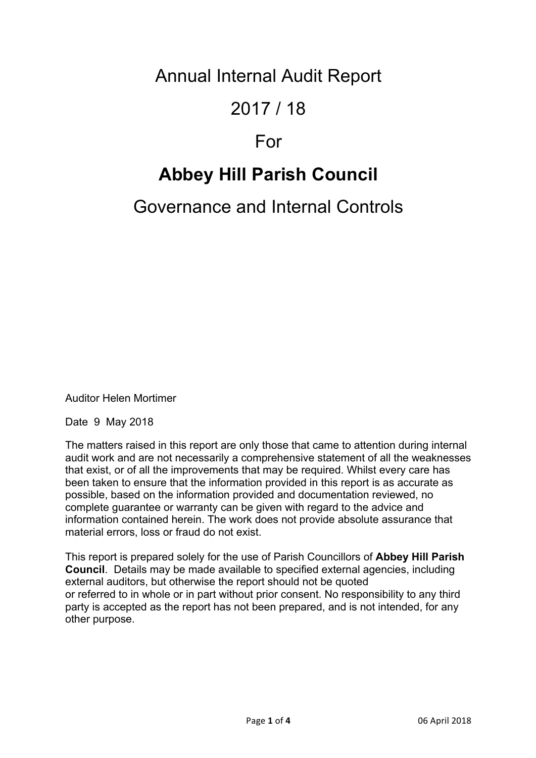# Annual Internal Audit Report

# 2017 / 18

# For

# **Abbey Hill Parish Council**

## Governance and Internal Controls

Auditor Helen Mortimer

Date 9 May 2018

The matters raised in this report are only those that came to attention during internal audit work and are not necessarily a comprehensive statement of all the weaknesses that exist, or of all the improvements that may be required. Whilst every care has been taken to ensure that the information provided in this report is as accurate as possible, based on the information provided and documentation reviewed, no complete guarantee or warranty can be given with regard to the advice and information contained herein. The work does not provide absolute assurance that material errors, loss or fraud do not exist.

This report is prepared solely for the use of Parish Councillors of **Abbey Hill Parish Council**. Details may be made available to specified external agencies, including external auditors, but otherwise the report should not be quoted or referred to in whole or in part without prior consent. No responsibility to any third party is accepted as the report has not been prepared, and is not intended, for any other purpose.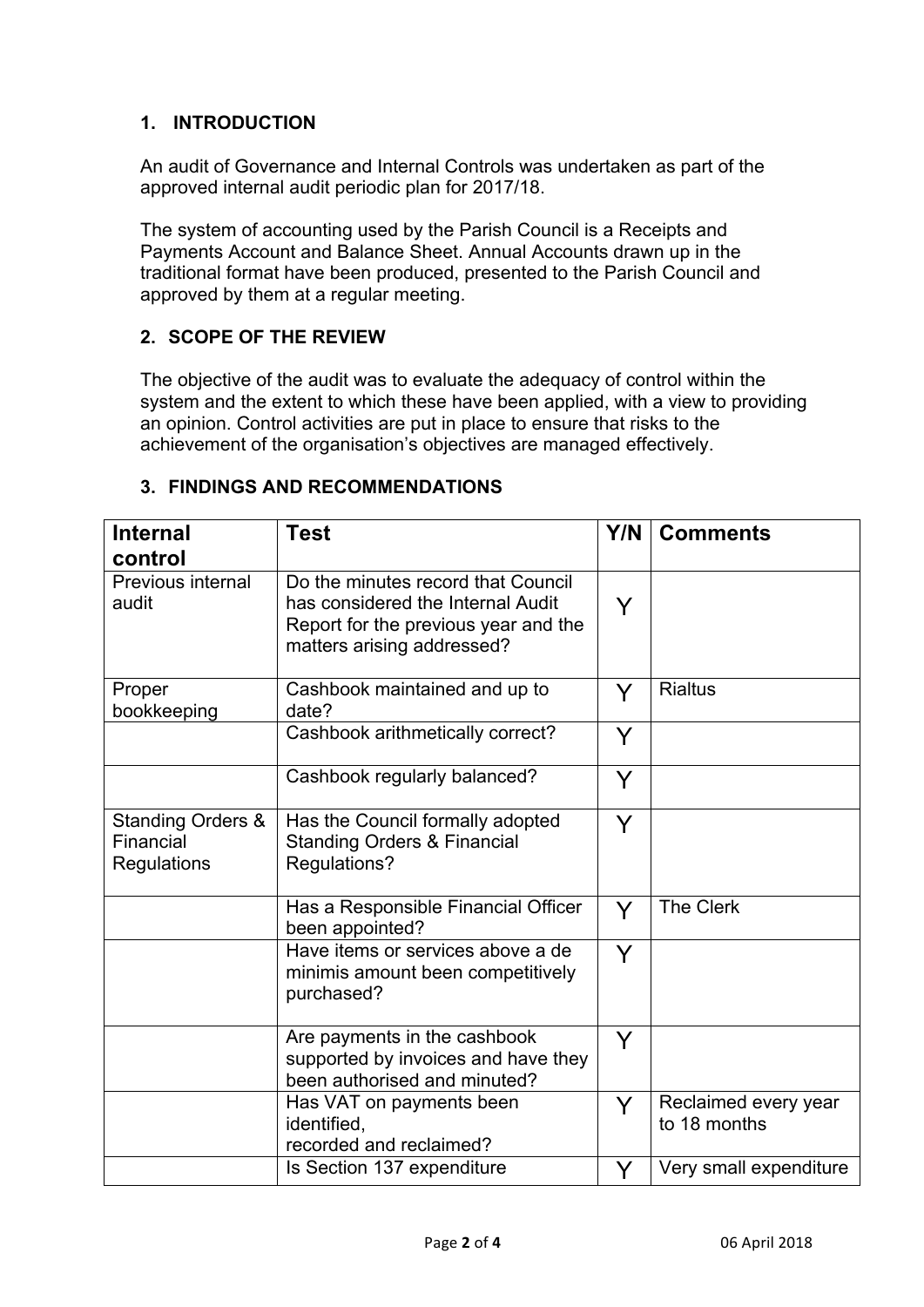## 1. INTRODUCTION

An audit of Governance and Internal Controls was undertaken as part of the approved internal audit periodic plan for 2017/18.

The system of accounting used by the Parish Council is a Receipts and Payments Account and Balance Sheet. Annual Accounts drawn up in the traditional format have been produced, presented to the Parish Council and approved by them at a regular meeting.

## 2. SCOPE OF THE REVIEW

The objective of the audit was to evaluate the adequacy of control within the system and the extent to which these have been applied, with a view to providing an opinion. Control activities are put in place to ensure that risks to the achievement of the organisation's objectives are managed effectively.

## 3. FINDINGS AND RECOMMENDATIONS

| Internal control | Test | Y/N | Comments |
|---|---|---|---|
| Previous internal audit | Do the minutes record that Council has considered the Internal Audit Report for the previous year and the matters arising addressed? | Y | |
| Proper bookkeeping | Cashbook maintained and up to date? | Y | Rialtus |
| | Cashbook arithmetically correct? | Y | |
| | Cashbook regularly balanced? | Y | |
| Standing Orders & Financial Regulations | Has the Council formally adopted Standing Orders & Financial Regulations? | Y | |
| | Has a Responsible Financial Officer been appointed? | Y | The Clerk |
| | Have items or services above a de minimis amount been competitively purchased? | Y | |
| | Are payments in the cashbook supported by invoices and have they been authorised and minuted? | Y | |
| | Has VAT on payments been identified, recorded and reclaimed? | Y | Reclaimed every year to 18 months |
| | Is Section 137 expenditure | Y | Very small expenditure |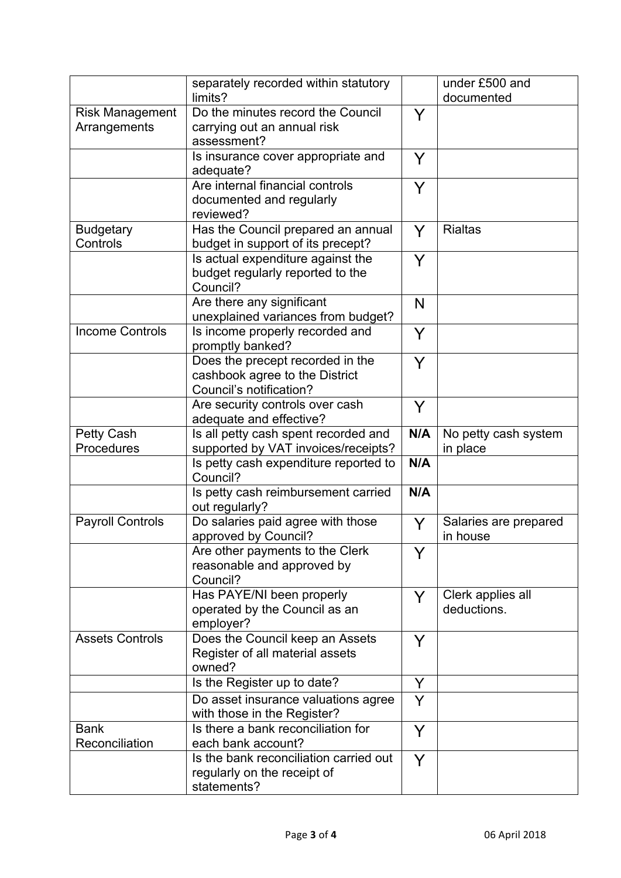| | | | |
|---|---|---|---|
| | separately recorded within statutory limits? | | under £500 and documented |
| Risk Management Arrangements | Do the minutes record the Council carrying out an annual risk assessment? | Y | |
| | Is insurance cover appropriate and adequate? | Y | |
| | Are internal financial controls documented and regularly reviewed? | Y | |
| Budgetary Controls | Has the Council prepared an annual budget in support of its precept? | Y | Rialtas |
| | Is actual expenditure against the budget regularly reported to the Council? | Y | |
| | Are there any significant unexplained variances from budget? | N | |
| Income Controls | Is income properly recorded and promptly banked? | Y | |
| | Does the precept recorded in the cashbook agree to the District Council's notification? | Y | |
| | Are security controls over cash adequate and effective? | Y | |
| Petty Cash Procedures | Is all petty cash spent recorded and supported by VAT invoices/receipts? | **N/A** | No petty cash system in place |
| | Is petty cash expenditure reported to Council? | **N/A** | |
| | Is petty cash reimbursement carried out regularly? | **N/A** | |
| Payroll Controls | Do salaries paid agree with those approved by Council? | Y | Salaries are prepared in house |
| | Are other payments to the Clerk reasonable and approved by Council? | Y | |
| | Has PAYE/NI been properly operated by the Council as an employer? | Y | Clerk applies all deductions. |
| Assets Controls | Does the Council keep an Assets Register of all material assets owned? | Y | |
| | Is the Register up to date? | Y | |
| | Do asset insurance valuations agree with those in the Register? | Y | |
| Bank Reconciliation | Is there a bank reconciliation for each bank account? | Y | |
| | Is the bank reconciliation carried out regularly on the receipt of statements? | Y | |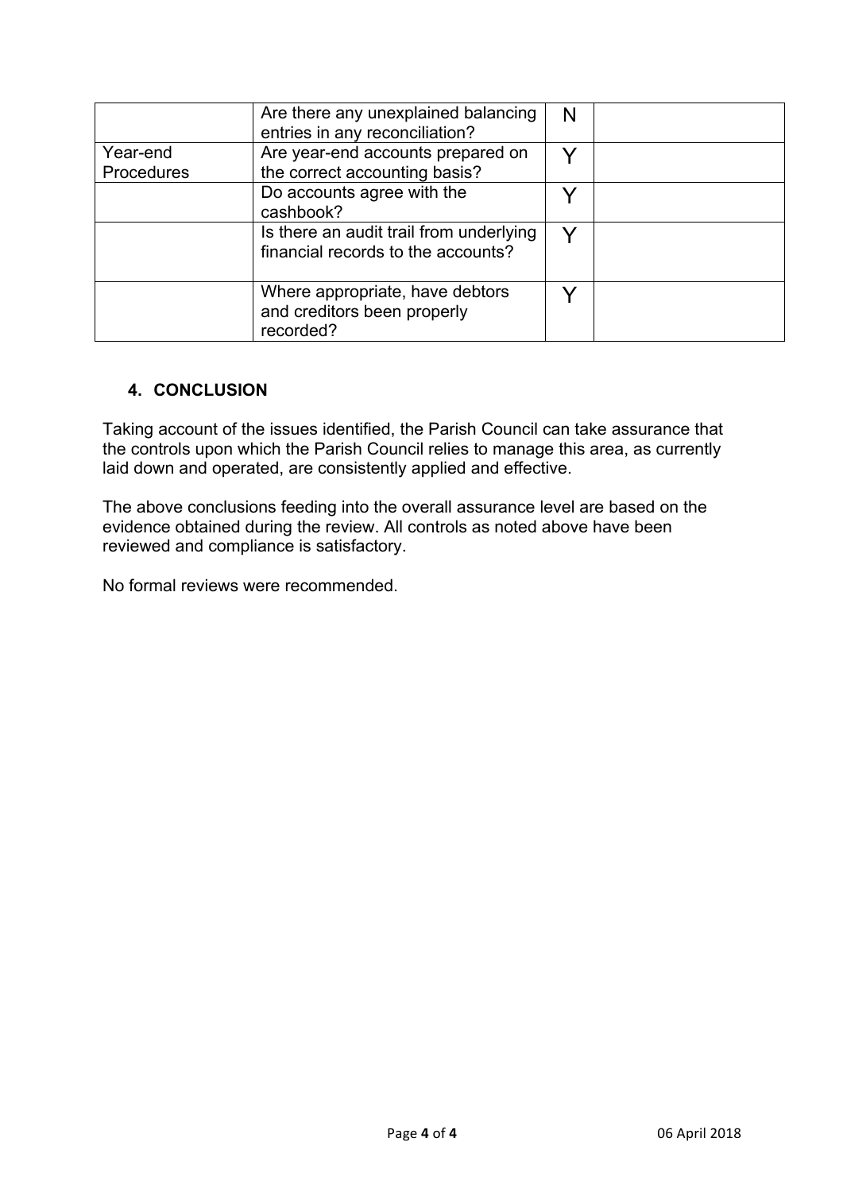| | | | |
|---|---|---|---|
| | Are there any unexplained balancing entries in any reconciliation? | N | |
| Year-end Procedures | Are year-end accounts prepared on the correct accounting basis? | Y | |
| | Do accounts agree with the cashbook? | Y | |
| | Is there an audit trail from underlying financial records to the accounts? | Y | |
| | Where appropriate, have debtors and creditors been properly recorded? | Y | |

## 4. CONCLUSION

Taking account of the issues identified, the Parish Council can take assurance that the controls upon which the Parish Council relies to manage this area, as currently laid down and operated, are consistently applied and effective.

The above conclusions feeding into the overall assurance level are based on the evidence obtained during the review. All controls as noted above have been reviewed and compliance is satisfactory.

No formal reviews were recommended.